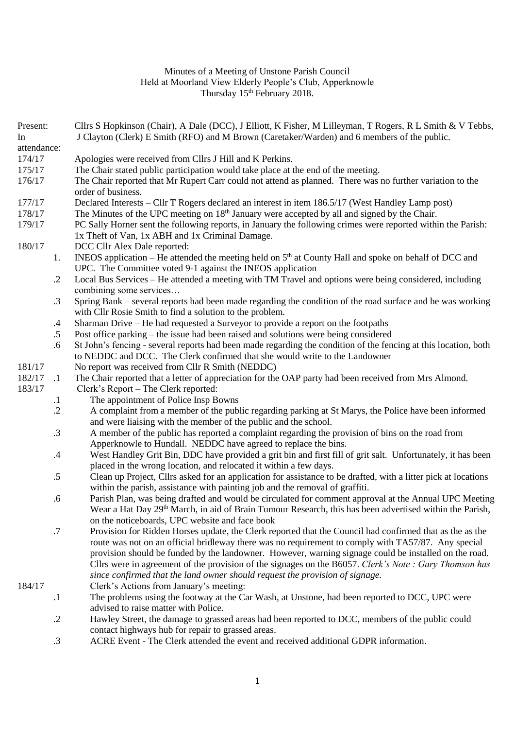Minutes of a Meeting of Unstone Parish Council
Held at Moorland View Elderly People's Club, Apperknowle
Thursday 15th February 2018.

Present: Cllrs S Hopkinson (Chair), A Dale (DCC), J Elliott, K Fisher, M Lilleyman, T Rogers, R L Smith & V Tebbs,

In attendance: J Clayton (Clerk) E Smith (RFO) and M Brown (Caretaker/Warden) and 6 members of the public.

174/17 Apologies were received from Cllrs J Hill and K Perkins.

175/17 The Chair stated public participation would take place at the end of the meeting.

176/17 The Chair reported that Mr Rupert Carr could not attend as planned. There was no further variation to the order of business.

177/17 Declared Interests – Cllr T Rogers declared an interest in item 186.5/17 (West Handley Lamp post)

178/17 The Minutes of the UPC meeting on 18th January were accepted by all and signed by the Chair.

179/17 PC Sally Horner sent the following reports, in January the following crimes were reported within the Parish: 1x Theft of Van, 1x ABH and 1x Criminal Damage.

180/17 DCC Cllr Alex Dale reported:

1. INEOS application – He attended the meeting held on 5th at County Hall and spoke on behalf of DCC and UPC. The Committee voted 9-1 against the INEOS application

.2 Local Bus Services – He attended a meeting with TM Travel and options were being considered, including combining some services…

.3 Spring Bank – several reports had been made regarding the condition of the road surface and he was working with Cllr Rosie Smith to find a solution to the problem.

.4 Sharman Drive – He had requested a Surveyor to provide a report on the footpaths

.5 Post office parking – the issue had been raised and solutions were being considered

.6 St John's fencing - several reports had been made regarding the condition of the fencing at this location, both to NEDDC and DCC. The Clerk confirmed that she would write to the Landowner

181/17 No report was received from Cllr R Smith (NEDDC)

182/17 .1 The Chair reported that a letter of appreciation for the OAP party had been received from Mrs Almond.

183/17 Clerk's Report – The Clerk reported:

.1 The appointment of Police Insp Bowns

.2 A complaint from a member of the public regarding parking at St Marys, the Police have been informed and were liaising with the member of the public and the school.

.3 A member of the public has reported a complaint regarding the provision of bins on the road from Apperknowle to Hundall. NEDDC have agreed to replace the bins.

.4 West Handley Grit Bin, DDC have provided a grit bin and first fill of grit salt. Unfortunately, it has been placed in the wrong location, and relocated it within a few days.

.5 Clean up Project, Cllrs asked for an application for assistance to be drafted, with a litter pick at locations within the parish, assistance with painting job and the removal of graffiti.

.6 Parish Plan, was being drafted and would be circulated for comment approval at the Annual UPC Meeting Wear a Hat Day 29th March, in aid of Brain Tumour Research, this has been advertised within the Parish, on the noticeboards, UPC website and face book

.7 Provision for Ridden Horses update, the Clerk reported that the Council had confirmed that as the as the route was not on an official bridleway there was no requirement to comply with TA57/87. Any special provision should be funded by the landowner. However, warning signage could be installed on the road. Cllrs were in agreement of the provision of the signages on the B6057. *Clerk's Note : Gary Thomson has since confirmed that the land owner should request the provision of signage.*

184/17 Clerk's Actions from January's meeting:

.1 The problems using the footway at the Car Wash, at Unstone, had been reported to DCC, UPC were advised to raise matter with Police.

.2 Hawley Street, the damage to grassed areas had been reported to DCC, members of the public could contact highways hub for repair to grassed areas.

.3 ACRE Event - The Clerk attended the event and received additional GDPR information.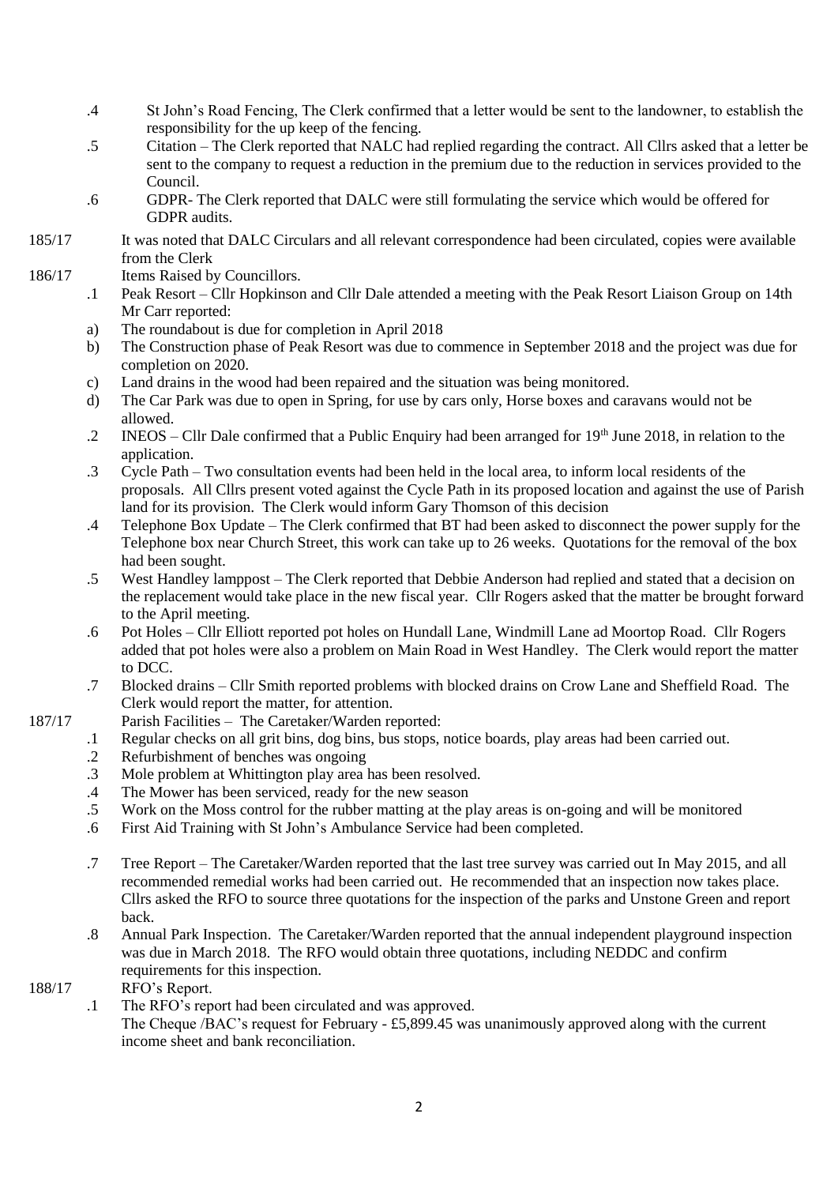.4 St John's Road Fencing, The Clerk confirmed that a letter would be sent to the landowner, to establish the responsibility for the up keep of the fencing.

.5 Citation – The Clerk reported that NALC had replied regarding the contract. All Cllrs asked that a letter be sent to the company to request a reduction in the premium due to the reduction in services provided to the Council.

.6 GDPR- The Clerk reported that DALC were still formulating the service which would be offered for GDPR audits.

185/17 It was noted that DALC Circulars and all relevant correspondence had been circulated, copies were available from the Clerk

186/17 Items Raised by Councillors.

.1 Peak Resort – Cllr Hopkinson and Cllr Dale attended a meeting with the Peak Resort Liaison Group on 14th Mr Carr reported:

a) The roundabout is due for completion in April 2018

b) The Construction phase of Peak Resort was due to commence in September 2018 and the project was due for completion on 2020.

c) Land drains in the wood had been repaired and the situation was being monitored.

d) The Car Park was due to open in Spring, for use by cars only, Horse boxes and caravans would not be allowed.

.2 INEOS – Cllr Dale confirmed that a Public Enquiry had been arranged for 19th June 2018, in relation to the application.

.3 Cycle Path – Two consultation events had been held in the local area, to inform local residents of the proposals. All Cllrs present voted against the Cycle Path in its proposed location and against the use of Parish land for its provision. The Clerk would inform Gary Thomson of this decision

.4 Telephone Box Update – The Clerk confirmed that BT had been asked to disconnect the power supply for the Telephone box near Church Street, this work can take up to 26 weeks. Quotations for the removal of the box had been sought.

.5 West Handley lamppost – The Clerk reported that Debbie Anderson had replied and stated that a decision on the replacement would take place in the new fiscal year. Cllr Rogers asked that the matter be brought forward to the April meeting.

.6 Pot Holes – Cllr Elliott reported pot holes on Hundall Lane, Windmill Lane ad Moortop Road. Cllr Rogers added that pot holes were also a problem on Main Road in West Handley. The Clerk would report the matter to DCC.

.7 Blocked drains – Cllr Smith reported problems with blocked drains on Crow Lane and Sheffield Road. The Clerk would report the matter, for attention.

187/17 Parish Facilities – The Caretaker/Warden reported:

.1 Regular checks on all grit bins, dog bins, bus stops, notice boards, play areas had been carried out.

.2 Refurbishment of benches was ongoing

.3 Mole problem at Whittington play area has been resolved.

.4 The Mower has been serviced, ready for the new season

.5 Work on the Moss control for the rubber matting at the play areas is on-going and will be monitored

.6 First Aid Training with St John's Ambulance Service had been completed.

.7 Tree Report – The Caretaker/Warden reported that the last tree survey was carried out In May 2015, and all recommended remedial works had been carried out. He recommended that an inspection now takes place. Cllrs asked the RFO to source three quotations for the inspection of the parks and Unstone Green and report back.

.8 Annual Park Inspection. The Caretaker/Warden reported that the annual independent playground inspection was due in March 2018. The RFO would obtain three quotations, including NEDDC and confirm requirements for this inspection.

188/17 RFO's Report.

.1 The RFO's report had been circulated and was approved.
The Cheque /BAC's request for February - £5,899.45 was unanimously approved along with the current income sheet and bank reconciliation.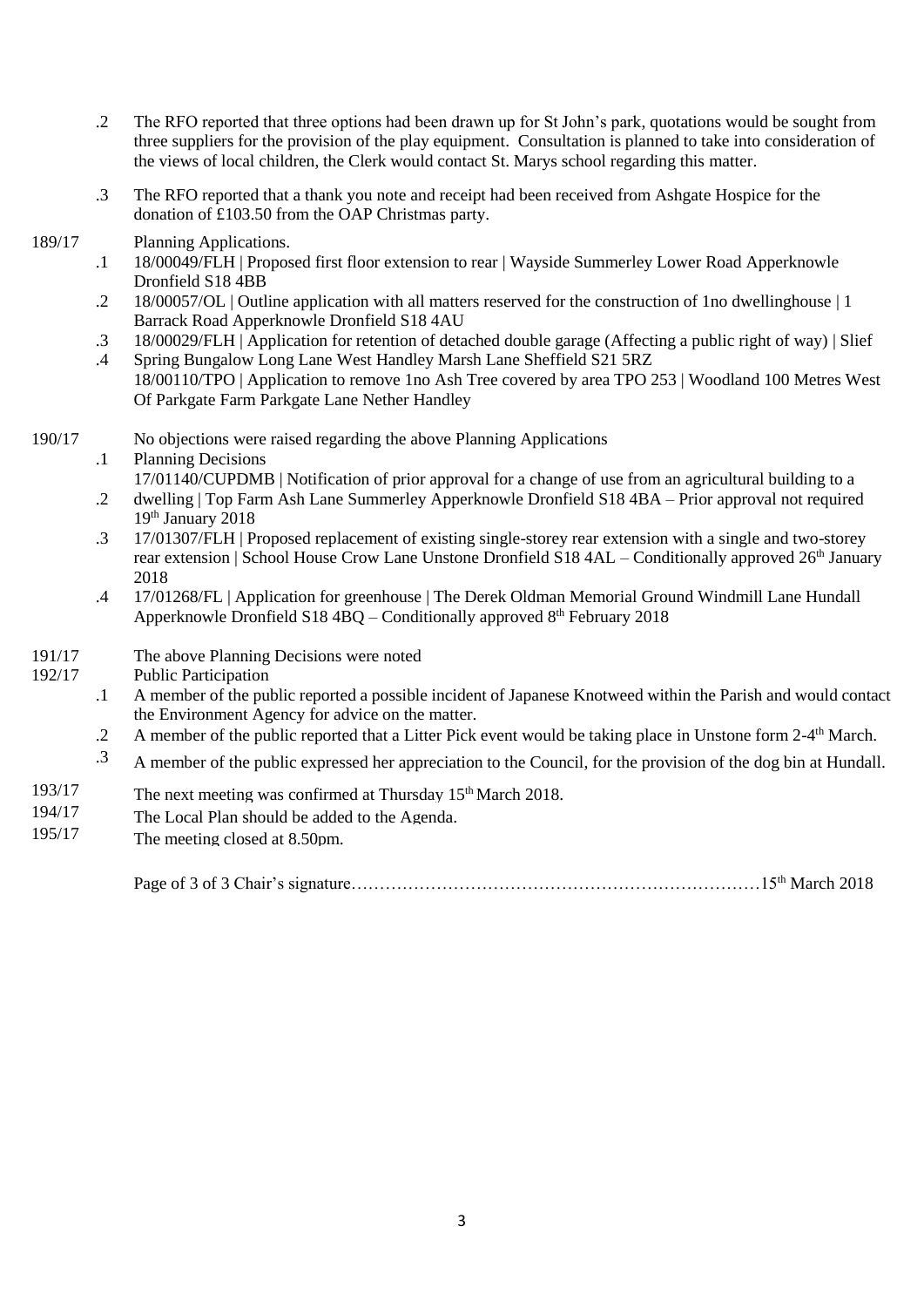.2 The RFO reported that three options had been drawn up for St John's park, quotations would be sought from three suppliers for the provision of the play equipment. Consultation is planned to take into consideration of the views of local children, the Clerk would contact St. Marys school regarding this matter.

.3 The RFO reported that a thank you note and receipt had been received from Ashgate Hospice for the donation of £103.50 from the OAP Christmas party.

189/17 Planning Applications.

.1 18/00049/FLH | Proposed first floor extension to rear | Wayside Summerley Lower Road Apperknowle Dronfield S18 4BB

.2 18/00057/OL | Outline application with all matters reserved for the construction of 1no dwellinghouse | 1 Barrack Road Apperknowle Dronfield S18 4AU

.3 18/00029/FLH | Application for retention of detached double garage (Affecting a public right of way) | Slief Spring Bungalow Long Lane West Handley Marsh Lane Sheffield S21 5RZ

.4 18/00110/TPO | Application to remove 1no Ash Tree covered by area TPO 253 | Woodland 100 Metres West Of Parkgate Farm Parkgate Lane Nether Handley

190/17 No objections were raised regarding the above Planning Applications

Planning Decisions

.1 17/01140/CUPDMB | Notification of prior approval for a change of use from an agricultural building to a dwelling | Top Farm Ash Lane Summerley Apperknowle Dronfield S18 4BA – Prior approval not required 19th January 2018

.3 17/01307/FLH | Proposed replacement of existing single-storey rear extension with a single and two-storey rear extension | School House Crow Lane Unstone Dronfield S18 4AL – Conditionally approved 26th January 2018

.4 17/01268/FL | Application for greenhouse | The Derek Oldman Memorial Ground Windmill Lane Hundall Apperknowle Dronfield S18 4BQ – Conditionally approved 8th February 2018

191/17 The above Planning Decisions were noted

192/17 Public Participation

.1 A member of the public reported a possible incident of Japanese Knotweed within the Parish and would contact the Environment Agency for advice on the matter.

.2 A member of the public reported that a Litter Pick event would be taking place in Unstone form 2-4th March.

.3 A member of the public expressed her appreciation to the Council, for the provision of the dog bin at Hundall.

193/17 The next meeting was confirmed at Thursday 15th March 2018.

194/17 The Local Plan should be added to the Agenda.

195/17 The meeting closed at 8.50pm.

Page of 3 of 3 Chair's signature……………………………………………………………… 15th March 2018